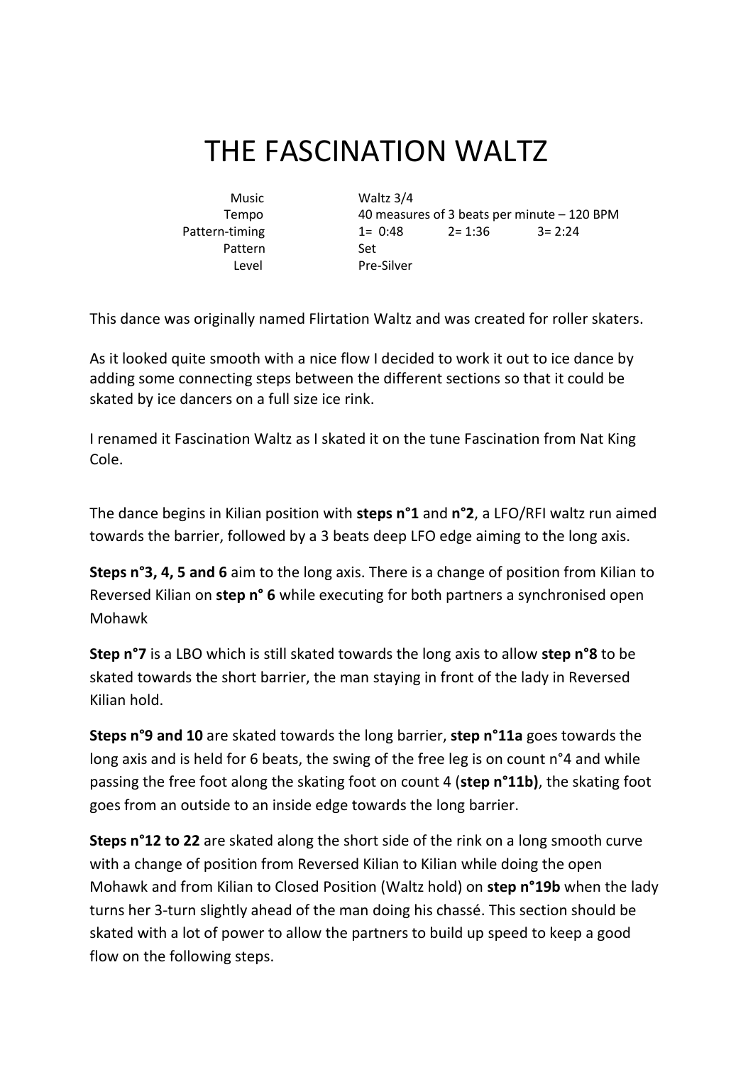# THE FASCINATION WALTZ

| | |
|---|---|
| Music | Waltz 3/4 |
| Tempo | 40 measures of 3 beats per minute – 120 BPM |
| Pattern-timing | 1= 0:48 2= 1:36 3= 2:24 |
| Pattern | Set |
| Level | Pre-Silver |

This dance was originally named Flirtation Waltz and was created for roller skaters.

As it looked quite smooth with a nice flow I decided to work it out to ice dance by adding some connecting steps between the different sections so that it could be skated by ice dancers on a full size ice rink.

I renamed it Fascination Waltz as I skated it on the tune Fascination from Nat King Cole.

The dance begins in Kilian position with **steps n°1** and **n°2**, a LFO/RFI waltz run aimed towards the barrier, followed by a 3 beats deep LFO edge aiming to the long axis.

**Steps n°3, 4, 5 and 6** aim to the long axis. There is a change of position from Kilian to Reversed Kilian on **step n° 6** while executing for both partners a synchronised open Mohawk

**Step n°7** is a LBO which is still skated towards the long axis to allow **step n°8** to be skated towards the short barrier, the man staying in front of the lady in Reversed Kilian hold.

**Steps n°9 and 10** are skated towards the long barrier, **step n°11a** goes towards the long axis and is held for 6 beats, the swing of the free leg is on count n°4 and while passing the free foot along the skating foot on count 4 (**step n°11b)**, the skating foot goes from an outside to an inside edge towards the long barrier.

**Steps n°12 to 22** are skated along the short side of the rink on a long smooth curve with a change of position from Reversed Kilian to Kilian while doing the open Mohawk and from Kilian to Closed Position (Waltz hold) on **step n°19b** when the lady turns her 3-turn slightly ahead of the man doing his chassé. This section should be skated with a lot of power to allow the partners to build up speed to keep a good flow on the following steps.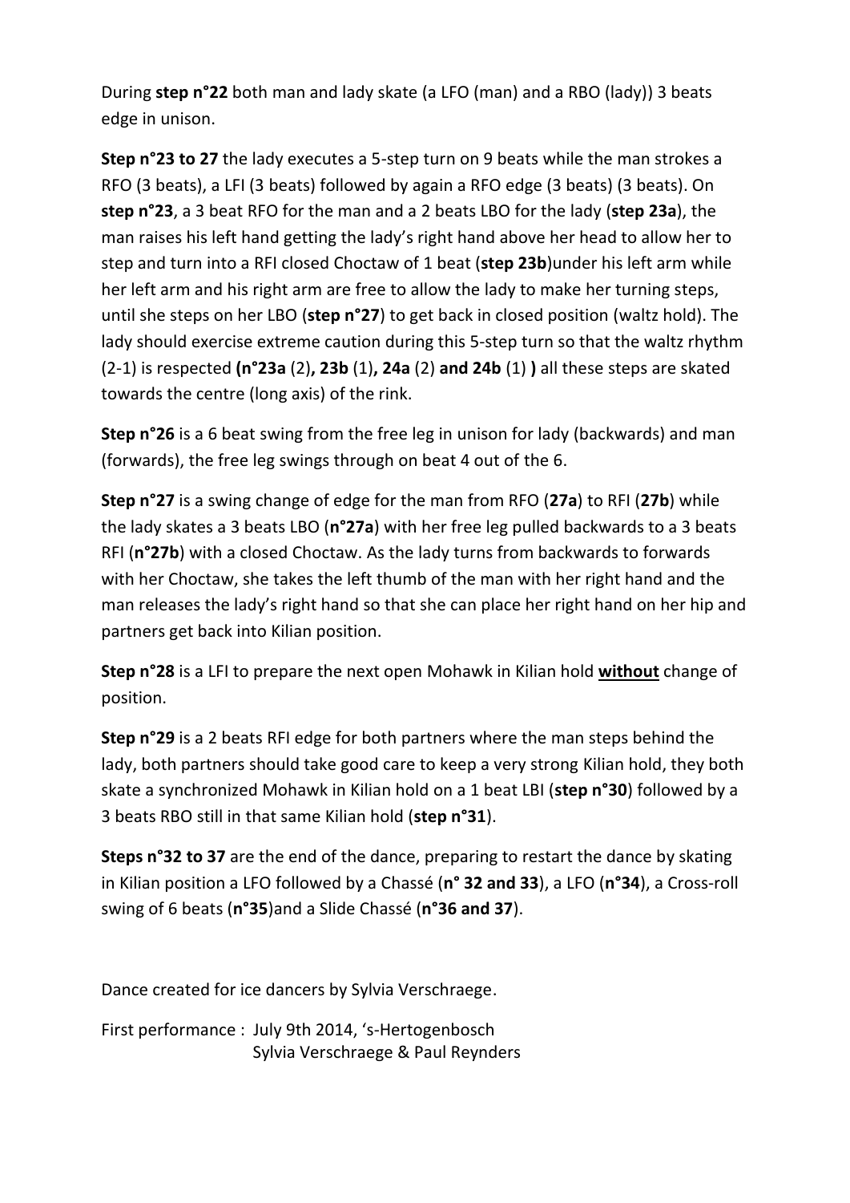During **step n°22** both man and lady skate (a LFO (man) and a RBO (lady)) 3 beats edge in unison.

**Step n°23 to 27** the lady executes a 5-step turn on 9 beats while the man strokes a RFO (3 beats), a LFI (3 beats) followed by again a RFO edge (3 beats) (3 beats). On **step n°23**, a 3 beat RFO for the man and a 2 beats LBO for the lady (**step 23a**), the man raises his left hand getting the lady's right hand above her head to allow her to step and turn into a RFI closed Choctaw of 1 beat (**step 23b**)under his left arm while her left arm and his right arm are free to allow the lady to make her turning steps, until she steps on her LBO (**step n°27**) to get back in closed position (waltz hold). The lady should exercise extreme caution during this 5-step turn so that the waltz rhythm (2-1) is respected **(n°23a** (2)**, 23b** (1)**, 24a** (2) **and 24b** (1) **)** all these steps are skated towards the centre (long axis) of the rink.

**Step n°26** is a 6 beat swing from the free leg in unison for lady (backwards) and man (forwards), the free leg swings through on beat 4 out of the 6.

**Step n°27** is a swing change of edge for the man from RFO (**27a**) to RFI (**27b**) while the lady skates a 3 beats LBO (**n°27a**) with her free leg pulled backwards to a 3 beats RFI (**n°27b**) with a closed Choctaw. As the lady turns from backwards to forwards with her Choctaw, she takes the left thumb of the man with her right hand and the man releases the lady's right hand so that she can place her right hand on her hip and partners get back into Kilian position.

**Step n°28** is a LFI to prepare the next open Mohawk in Kilian hold **<u>without</u>** change of position.

**Step n°29** is a 2 beats RFI edge for both partners where the man steps behind the lady, both partners should take good care to keep a very strong Kilian hold, they both skate a synchronized Mohawk in Kilian hold on a 1 beat LBI (**step n°30**) followed by a 3 beats RBO still in that same Kilian hold (**step n°31**).

**Steps n°32 to 37** are the end of the dance, preparing to restart the dance by skating in Kilian position a LFO followed by a Chassé (**n° 32 and 33**), a LFO (**n°34**), a Cross-roll swing of 6 beats (**n°35**)and a Slide Chassé (**n°36 and 37**).

Dance created for ice dancers by Sylvia Verschraege.

First performance : July 9th 2014, 's-Hertogenbosch
Sylvia Verschraege & Paul Reynders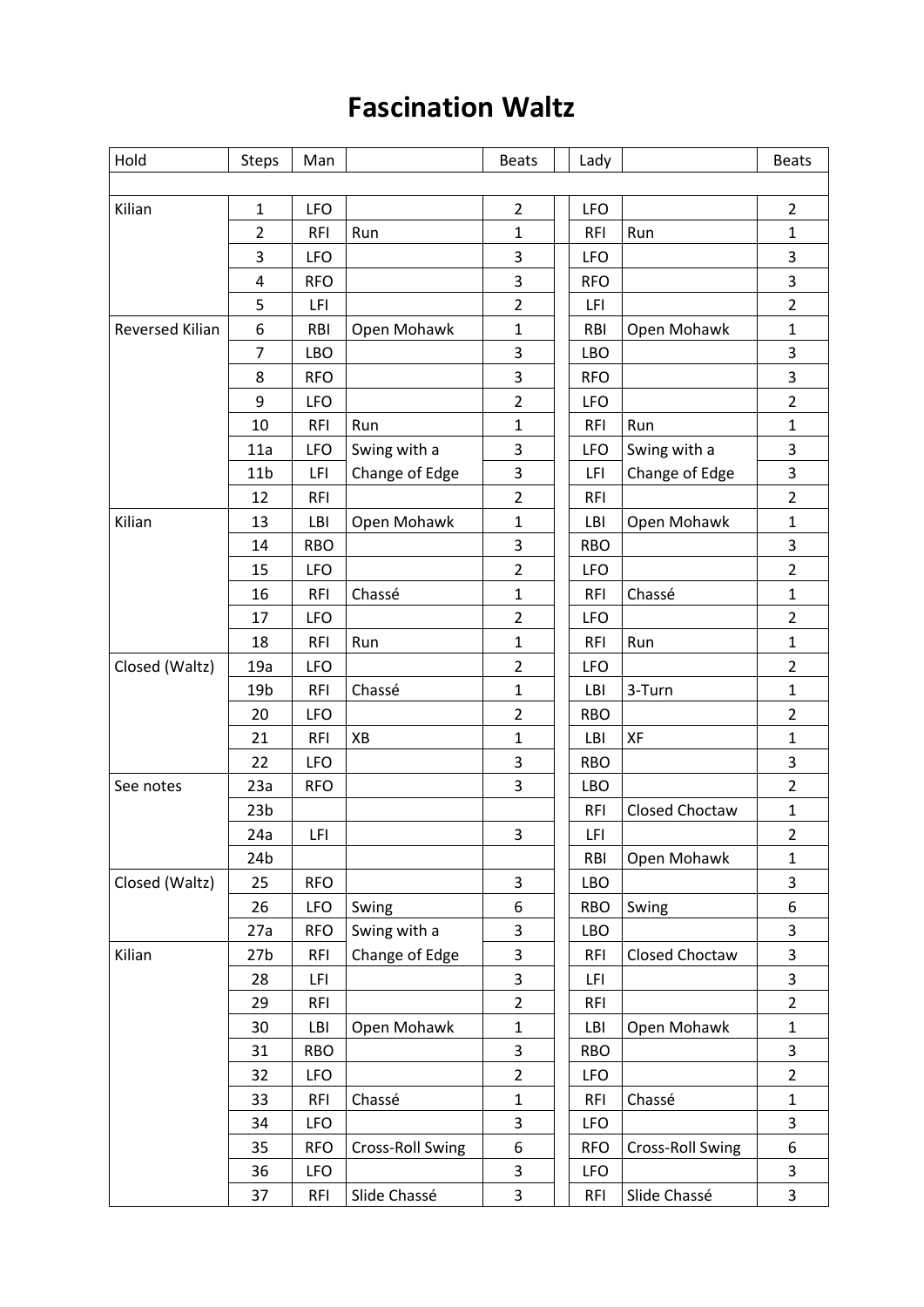# Fascination Waltz

| Hold | Steps | Man | | Beats | | Lady | | Beats |
|---|---|---|---|---|---|---|---|---|
| | | | | | | | | |
| Kilian | 1 | LFO | | 2 | | LFO | | 2 |
| | 2 | RFI | Run | 1 | | RFI | Run | 1 |
| | 3 | LFO | | 3 | | LFO | | 3 |
| | 4 | RFO | | 3 | | RFO | | 3 |
| | 5 | LFI | | 2 | | LFI | | 2 |
| Reversed Kilian | 6 | RBI | Open Mohawk | 1 | | RBI | Open Mohawk | 1 |
| | 7 | LBO | | 3 | | LBO | | 3 |
| | 8 | RFO | | 3 | | RFO | | 3 |
| | 9 | LFO | | 2 | | LFO | | 2 |
| | 10 | RFI | Run | 1 | | RFI | Run | 1 |
| | 11a | LFO | Swing with a | 3 | | LFO | Swing with a | 3 |
| | 11b | LFI | Change of Edge | 3 | | LFI | Change of Edge | 3 |
| | 12 | RFI | | 2 | | RFI | | 2 |
| Kilian | 13 | LBI | Open Mohawk | 1 | | LBI | Open Mohawk | 1 |
| | 14 | RBO | | 3 | | RBO | | 3 |
| | 15 | LFO | | 2 | | LFO | | 2 |
| | 16 | RFI | Chassé | 1 | | RFI | Chassé | 1 |
| | 17 | LFO | | 2 | | LFO | | 2 |
| | 18 | RFI | Run | 1 | | RFI | Run | 1 |
| Closed (Waltz) | 19a | LFO | | 2 | | LFO | | 2 |
| | 19b | RFI | Chassé | 1 | | LBI | 3-Turn | 1 |
| | 20 | LFO | | 2 | | RBO | | 2 |
| | 21 | RFI | XB | 1 | | LBI | XF | 1 |
| | 22 | LFO | | 3 | | RBO | | 3 |
| See notes | 23a | RFO | | 3 | | LBO | | 2 |
| | 23b | | | | | RFI | Closed Choctaw | 1 |
| | 24a | LFI | | 3 | | LFI | | 2 |
| | 24b | | | | | RBI | Open Mohawk | 1 |
| Closed (Waltz) | 25 | RFO | | 3 | | LBO | | 3 |
| | 26 | LFO | Swing | 6 | | RBO | Swing | 6 |
| | 27a | RFO | Swing with a | 3 | | LBO | | 3 |
| Kilian | 27b | RFI | Change of Edge | 3 | | RFI | Closed Choctaw | 3 |
| | 28 | LFI | | 3 | | LFI | | 3 |
| | 29 | RFI | | 2 | | RFI | | 2 |
| | 30 | LBI | Open Mohawk | 1 | | LBI | Open Mohawk | 1 |
| | 31 | RBO | | 3 | | RBO | | 3 |
| | 32 | LFO | | 2 | | LFO | | 2 |
| | 33 | RFI | Chassé | 1 | | RFI | Chassé | 1 |
| | 34 | LFO | | 3 | | LFO | | 3 |
| | 35 | RFO | Cross-Roll Swing | 6 | | RFO | Cross-Roll Swing | 6 |
| | 36 | LFO | | 3 | | LFO | | 3 |
| | 37 | RFI | Slide Chassé | 3 | | RFI | Slide Chassé | 3 |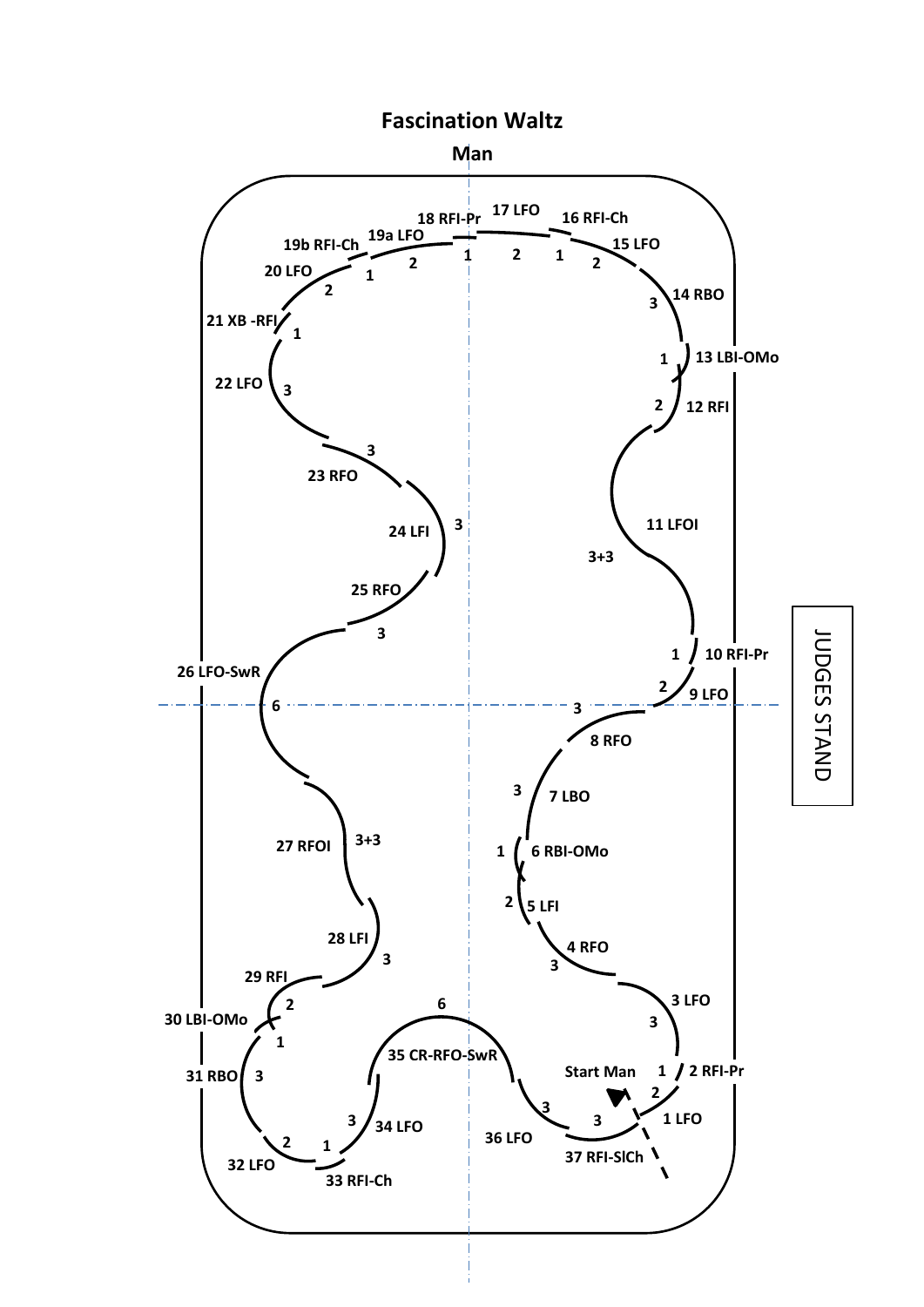# Fascination Waltz

## Man

1 LFO 2
2 RFI-Pr 1
3 LFO 3
4 RFO 3
5 LFI 2
6 RBI-OMo 1
7 LBO 3
8 RFO 3
9 LFO 2
10 RFI-Pr 1
11 LFOI 3+3
12 RFI 2
13 LBI-OMo 1
14 RBO 3
15 LFO 2
16 RFI-Ch 1
17 LFO 2
18 RFI-Pr 1
19a LFO 2
19b RFI-Ch 1
20 LFO 2
21 XB -RFI 1
22 LFO 3
23 RFO 3
24 LFI 3
25 RFO 3
26 LFO-SwR 6
27 RFOI 3+3
28 LFI 3
29 RFI 2
30 LBI-OMo 1
31 RBO 3
32 LFO 2
33 RFI-Ch 1
34 LFO 3
35 CR-RFO-SwR 6
36 LFO 3
37 RFI-SlCh 3

Start Man

JUDGES STAND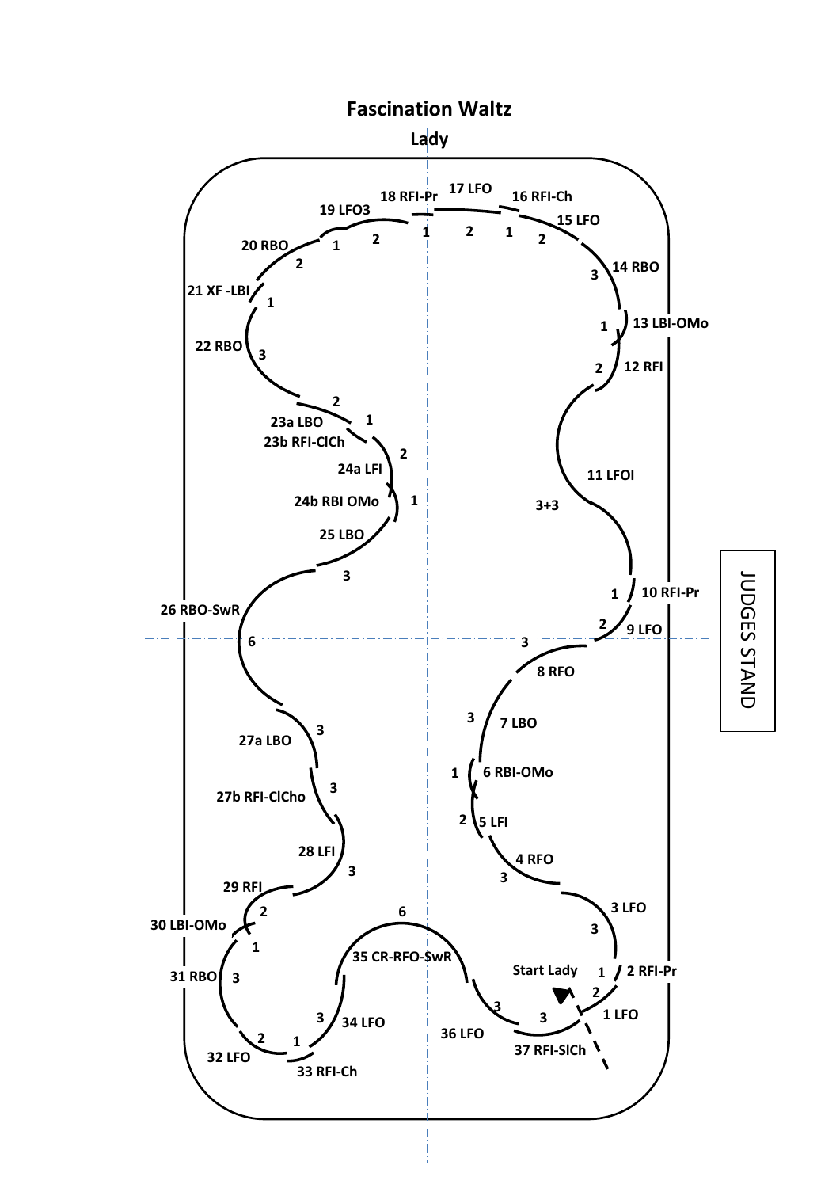# Fascination Waltz

Lady

Start Lady

1 LFO
2 2 RFI-Pr
1 3 LFO
3 4 RFO
3 5 LFI
2 6 RBI-OMo
1 7 LBO
3 8 RFO
3 9 LFO
2 10 RFI-Pr
1 11 LFOI
3+3 12 RFI
2 13 LBI-OMo
1 14 RBO
3 15 LFO
2 16 RFI-Ch
1 17 LFO
2 18 RFI-Pr
1 19 LFO3
2
1 20 RBO
2 21 XF -LBI
1 22 RBO
3 23a LBO
2 23b RFI-ClCh
1 24a LFI
2 24b RBI OMo
1 25 LBO
3 26 RBO-SwR
6 27a LBO
3 27b RFI-ClCho
3 28 LFI
3 29 RFI
2 30 LBI-OMo
1 31 RBO
3 32 LFO
2 33 RFI-Ch
1 34 LFO
3 35 CR-RFO-SwR
6 36 LFO
3 37 RFI-SlCh
3

JUDGES STAND